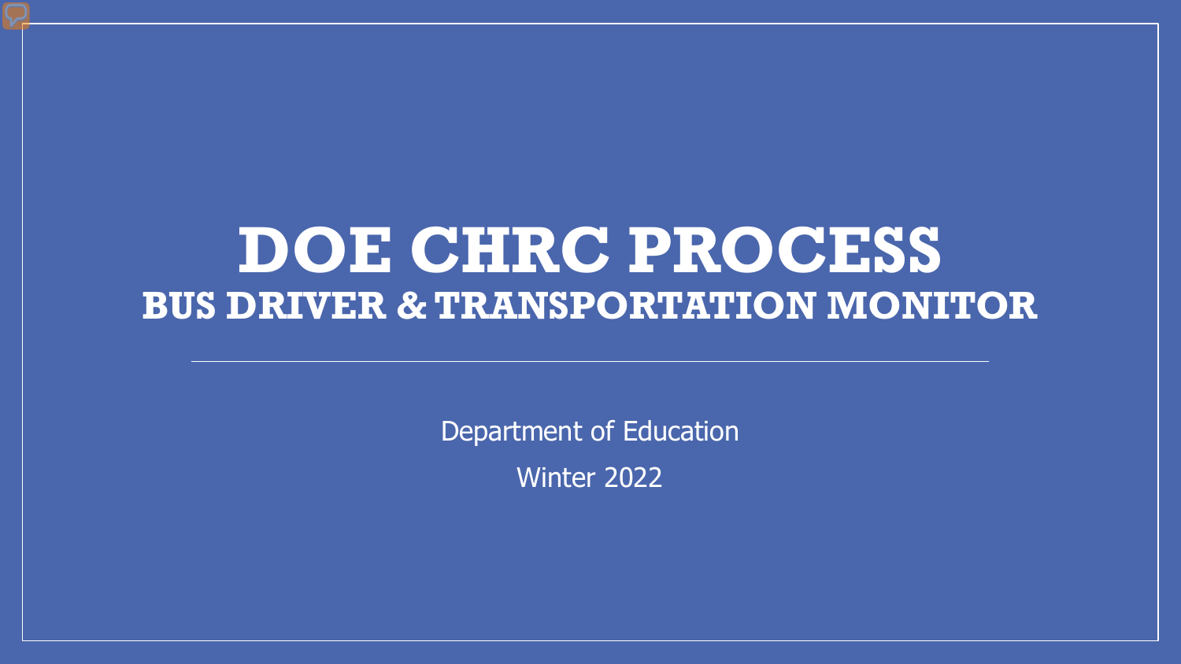# DOE CHRC PROCESS

## BUS DRIVER & TRANSPORTATION MONITOR

---

Department of Education

Winter 2022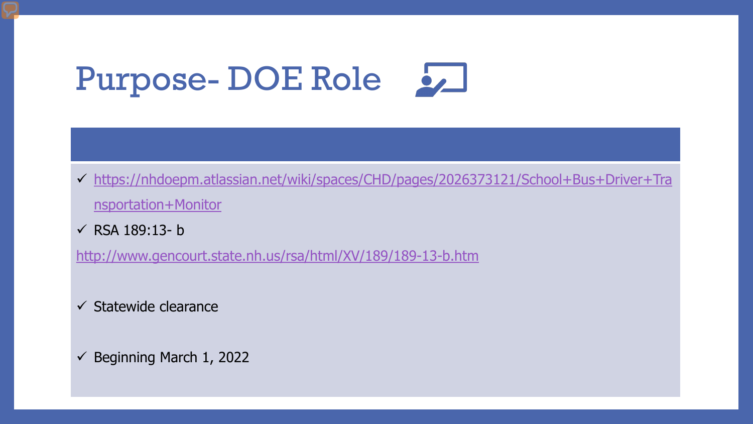# Purpose- DOE Role

- ✓ https://nhdoepm.atlassian.net/wiki/spaces/CHD/pages/2026373121/School+Bus+Driver+Transportation+Monitor
- ✓ RSA 189:13- b

http://www.gencourt.state.nh.us/rsa/html/XV/189/189-13-b.htm

- ✓ Statewide clearance

- ✓ Beginning March 1, 2022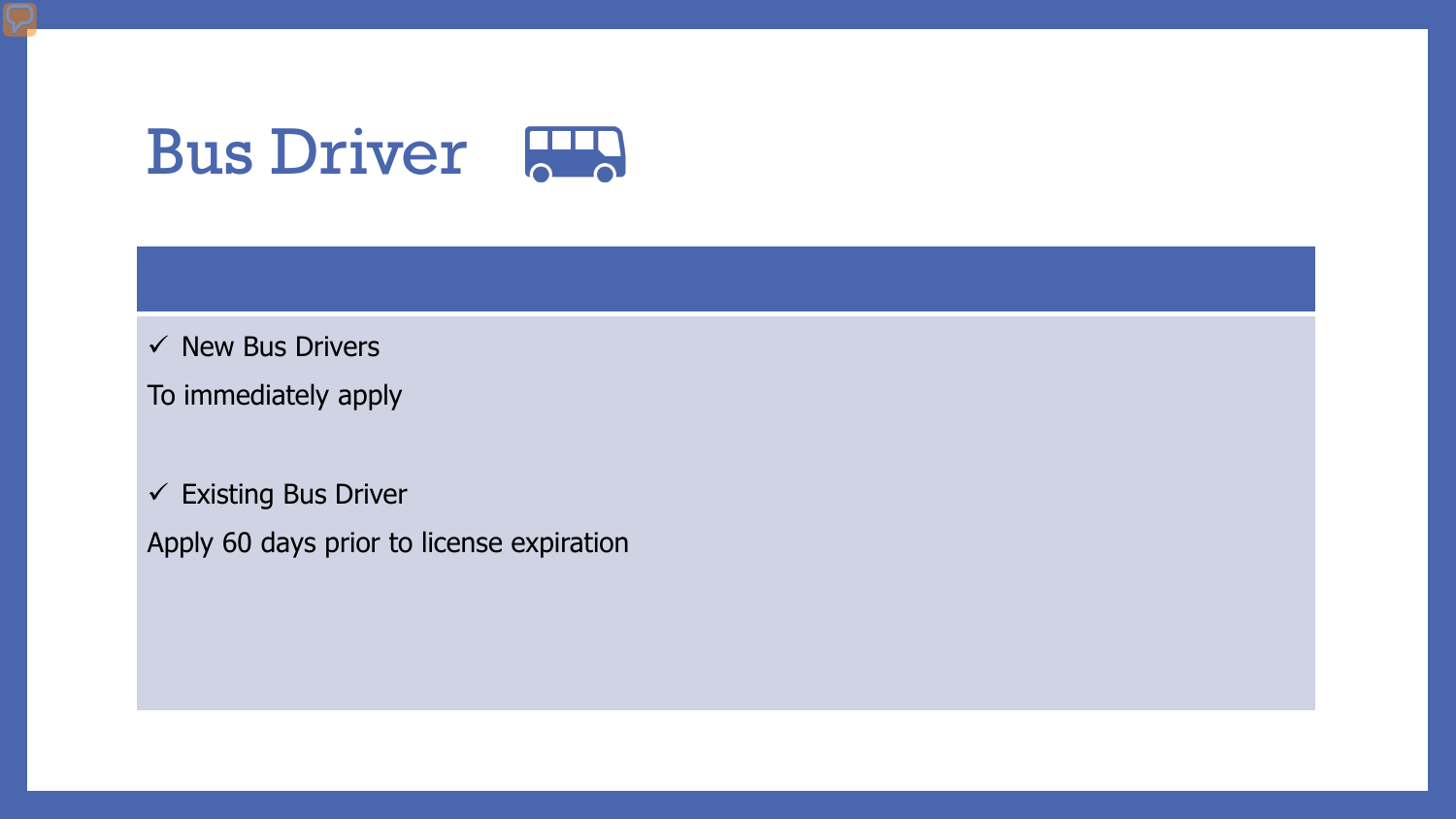# Bus Driver

- ✓ New Bus Drivers

To immediately apply

- ✓ Existing Bus Driver

Apply 60 days prior to license expiration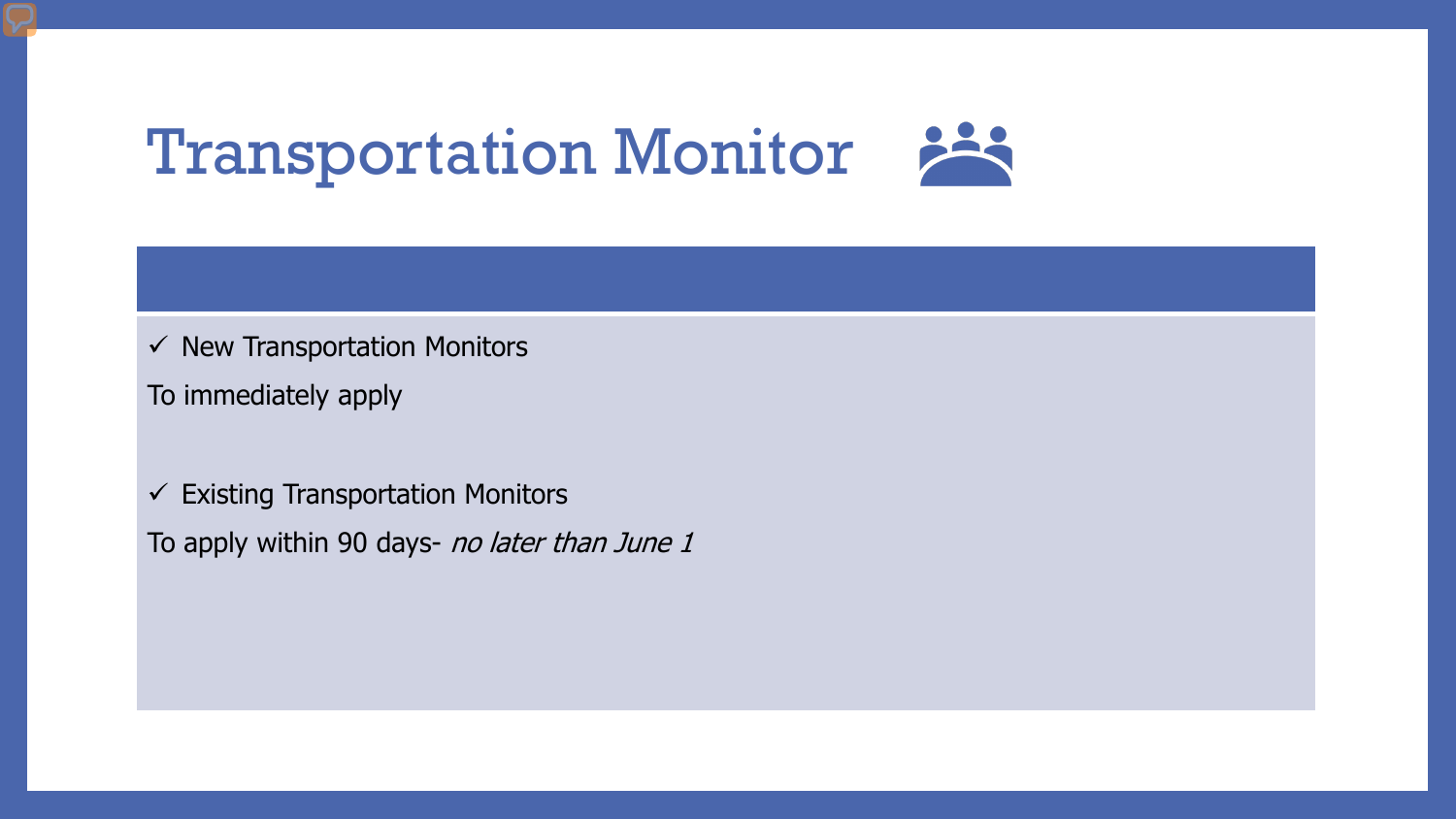# Transportation Monitor

- ✓ New Transportation Monitors

To immediately apply

- ✓ Existing Transportation Monitors

To apply within 90 days- *no later than June 1*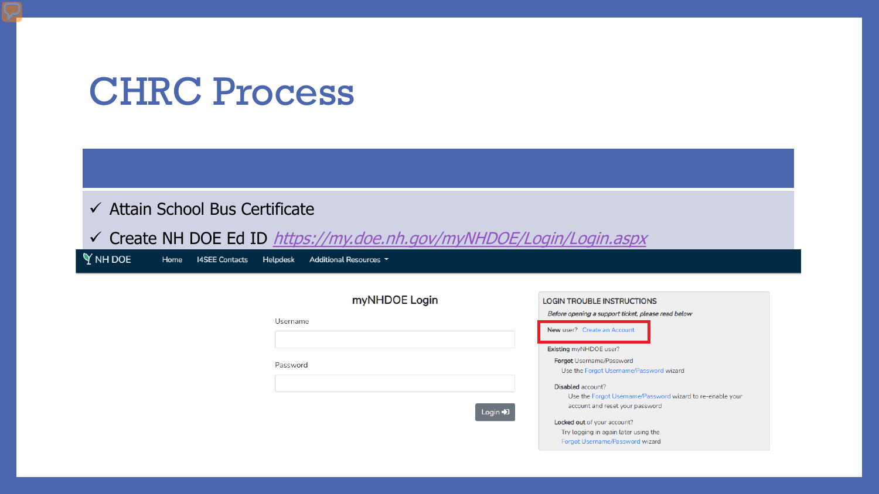# CHRC Process

- ✓ Attain School Bus Certificate
- ✓ Create NH DOE Ed ID https://my.doe.nh.gov/myNHDOE/Login/Login.aspx

NH DOE | Home | I4SEE Contacts | Helpdesk | Additional Resources

**myNHDOE Login**

Username

Password

Login

LOGIN TROUBLE INSTRUCTIONS

*Before opening a support ticket, please read below*

**New** user? Create an Account

**Existing** myNHDOE user?

**Forgot** Username/Password
Use the Forgot Username/Password wizard

**Disabled** account?
Use the Forgot Username/Password wizard to re-enable your account and reset your password

**Locked out** of your account?
Try logging in again later using the Forgot Username/Password wizard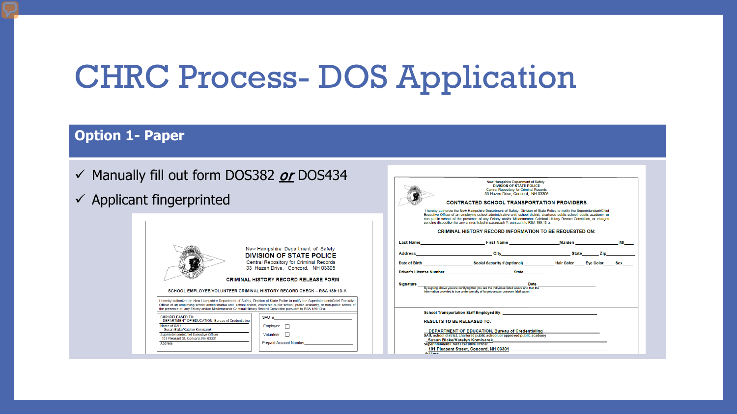# CHRC Process- DOS Application

## Option 1- Paper

- ✓ Manually fill out form DOS382 ***or*** DOS434
- ✓ Applicant fingerprinted

New Hampshire Department of Safety
DIVISION OF STATE POLICE
Central Repository for Criminal Records
33 Hazen Drive, Concord, NH 03305

CRIMINAL HISTORY RECORD RELEASE FORM

SCHOOL EMPLOYEE/VOLUNTEER CRIMINAL HISTORY RECORD CHECK – RSA 189:13-A

I hereby authorize the New Hampshire Department of Safety, Division of State Police to notify the Superintendent/Chief Executive Officer of an employing school administrative unit, school district, chartered public school, public academy, or non-public school of the presence of any Felony and/or Misdemeanor Criminal History Record Conviction pursuant to RSA 189:13-a.

CHRI RELEASED TO:
DEPARTMENT OF EDUCATION, Bureau of Credentialing
Name of SAU
Susan Blake/Katelyn Komisarek
Superintendent/Chief Executive Officer
101 Pleasant St, Concord, NH 03301
Address

SAU #
Employee ☐
Volunteer ☐
Prepaid Account Number

New Hampshire Department of Safety
DIVISION OF STATE POLICE
Central Repository for Criminal Records
33 Hazen Drive, Concord, NH 03305

CONTRACTED SCHOOL TRANSPORTATION PROVIDERS

I hereby authorize the New Hampshire Department of Safety, Division of State Police to notify the Superintendent/Chief Executive Officer of an employing school administrative unit, school district, chartered public school, public academy, or non-public school of the presence of any Felony and/or Misdemeanor Criminal History Record Conviction, or charges pending disposition for any crimes listed in paragraph V, pursuant to RSA 189:13-a.

CRIMINAL HISTORY RECORD INFORMATION TO BE REQUESTED ON:

Last Name ______ First Name ______ Maiden ______ MI ____

Address ______ City ______ State ______ Zip ______

Date of Birth ______ Social Security # (optional) ______ Hair Color ____ Eye Color ____ Sex ____

Driver's License Number ______ State ______

Signature ______ Date ______

By signing above you are certifying that you are the individual listed above and that the information provided is true under penalty of forgery and/or unsworn falsification

School Transportation Staff Employed By: ______

RESULTS TO BE RELEASED TO:

DEPARTMENT OF EDUCATION, Bureau of Credentialing
SAU, school district, chartered public school, or approved public academy
Susan Blake/Katelyn Komisarek
Superintendent/Chief Executive Officer
101 Pleasant Street, Concord, NH 03301
Address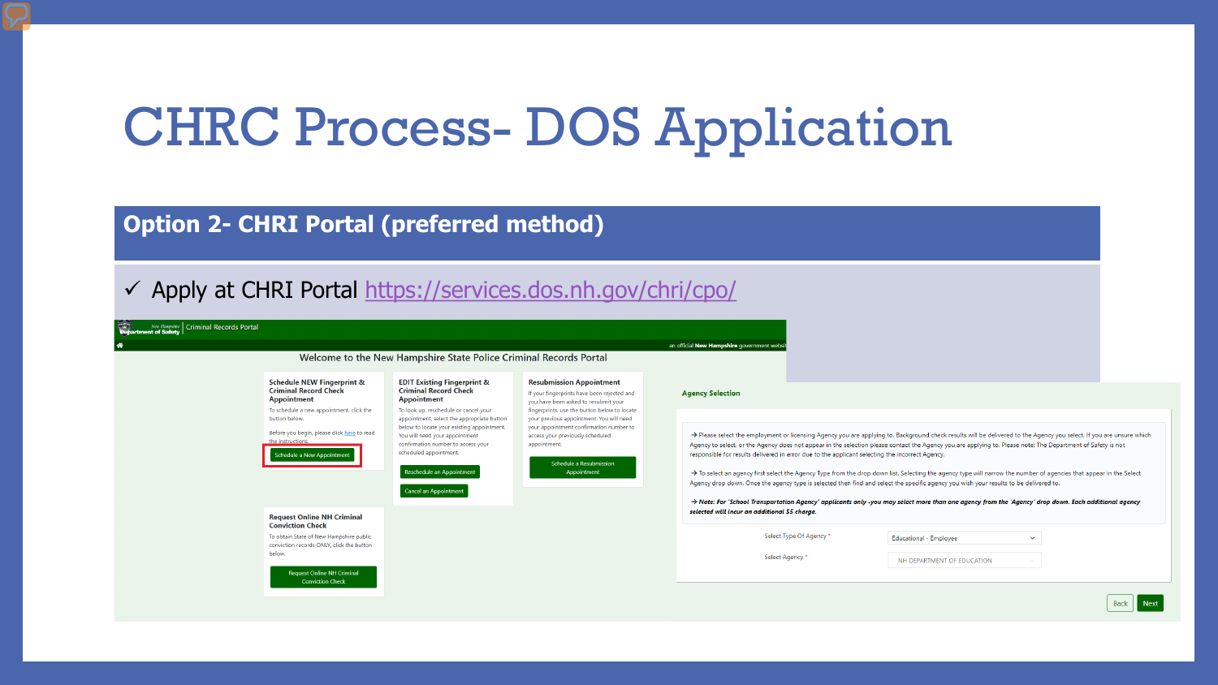# CHRC Process- DOS Application

## Option 2- CHRI Portal (preferred method)

✓ Apply at CHRI Portal https://services.dos.nh.gov/chri/cpo/

New Hampshire Department of Safety | Criminal Records Portal

an official New Hampshire government website

Welcome to the New Hampshire State Police Criminal Records Portal

**Schedule NEW Fingerprint & Criminal Record Check Appointment**

To schedule a new appointment, click the button below.

Before you begin, please click here to read the instructions.

Schedule a New Appointment

**EDIT Existing Fingerprint & Criminal Record Check Appointment**

To look up, reschedule or cancel your appointment, select the appropriate button below to locate your existing appointment. You will need your appointment confirmation number to access your scheduled appointment.

Reschedule an Appointment

Cancel an Appointment

**Resubmission Appointment**

If your fingerprints have been rejected and you have been asked to resubmit your fingerprints, use the button below to locate your previous appointment. You will need your appointment confirmation number to access your previously scheduled appointment.

Schedule a Resubmission Appointment

**Request Online NH Criminal Conviction Check**

To obtain State of New Hampshire public conviction records ONLY, click the button below.

Request Online NH Criminal Conviction Check

**Agency Selection**

→ Please select the employment or licensing Agency you are applying to. Background check results will be delivered to the Agency you select. If you are unsure which Agency to select, or the Agency does not appear in the selection please contact the Agency you are applying to. Please note: The Department of Safety is not responsible for results delivered in error due to the applicant selecting the incorrect Agency.

→ To select an agency first select the Agency Type from the drop down list. Selecting the agency type will narrow the number of agencies that appear in the Select Agency drop down. Once the agency type is selected then find and select the specific agency you wish your results to be delivered to.

→ *Note: For 'School Transportation Agency' applicants only -you may select more than one agency from the 'Agency' drop down. Each additional agency selected will incur an additional $5 charge.*

Select Type Of Agency * Educational - Employee

Select Agency * NH DEPARTMENT OF EDUCATION

Back Next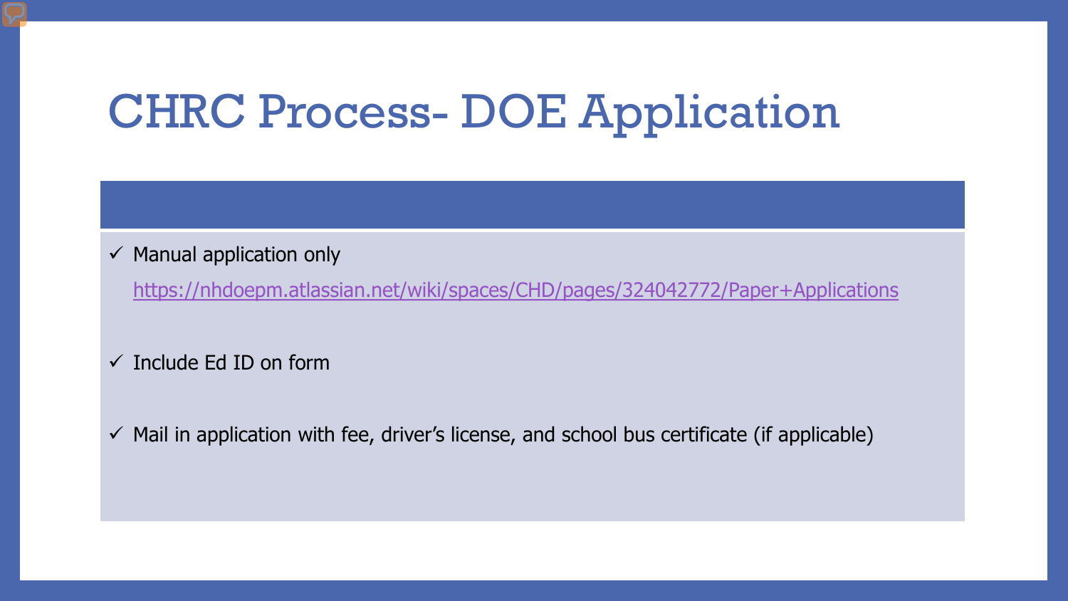# CHRC Process- DOE Application

- ✓ Manual application only

  https://nhdoepm.atlassian.net/wiki/spaces/CHD/pages/324042772/Paper+Applications

- ✓ Include Ed ID on form

- ✓ Mail in application with fee, driver's license, and school bus certificate (if applicable)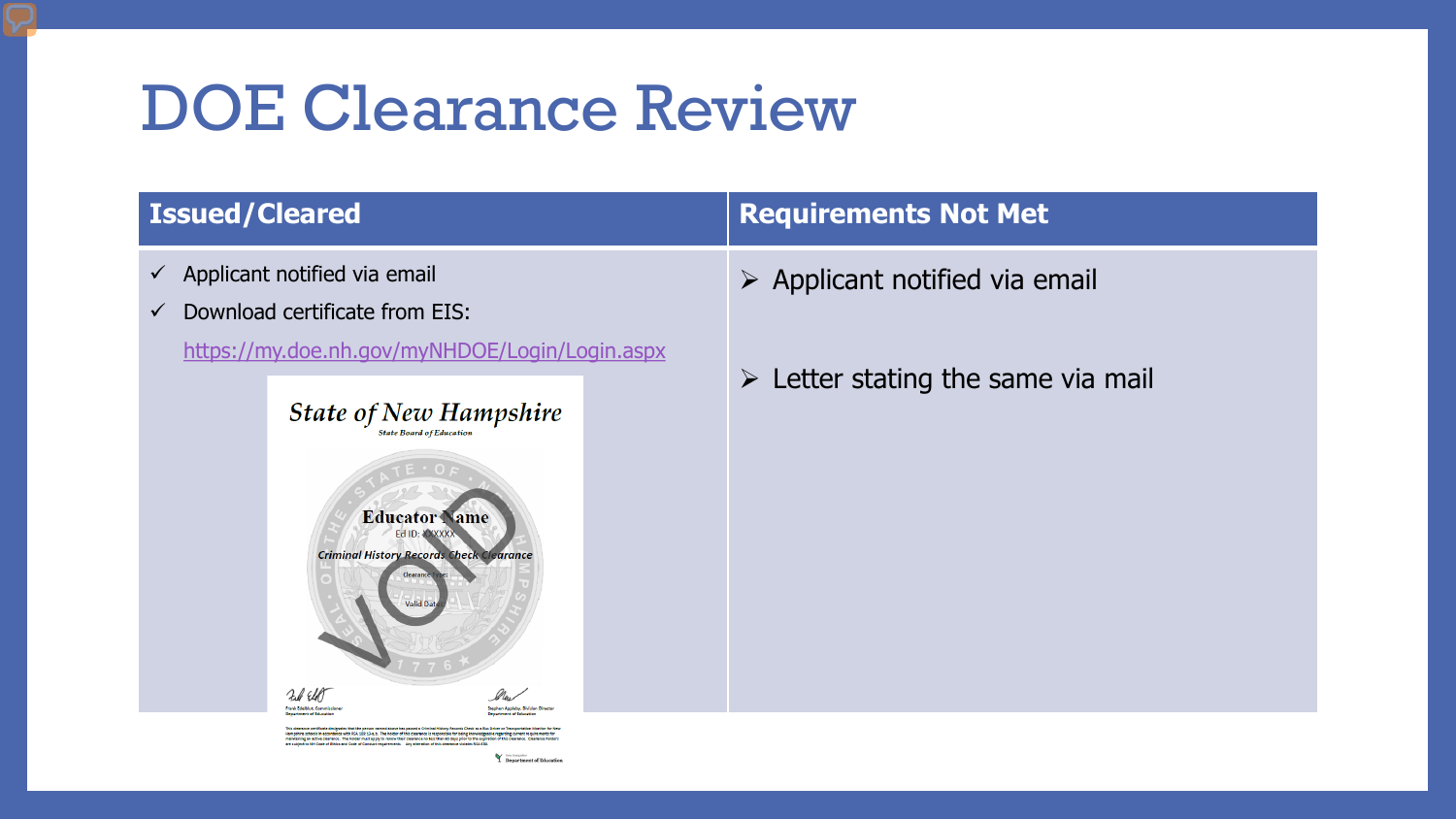# DOE Clearance Review

| Issued/Cleared | Requirements Not Met |
| --- | --- |
| ✓ Applicant notified via email<br>✓ Download certificate from EIS: https://my.doe.nh.gov/myNHDOE/Login/Login.aspx | ➢ Applicant notified via email<br>➢ Letter stating the same via mail |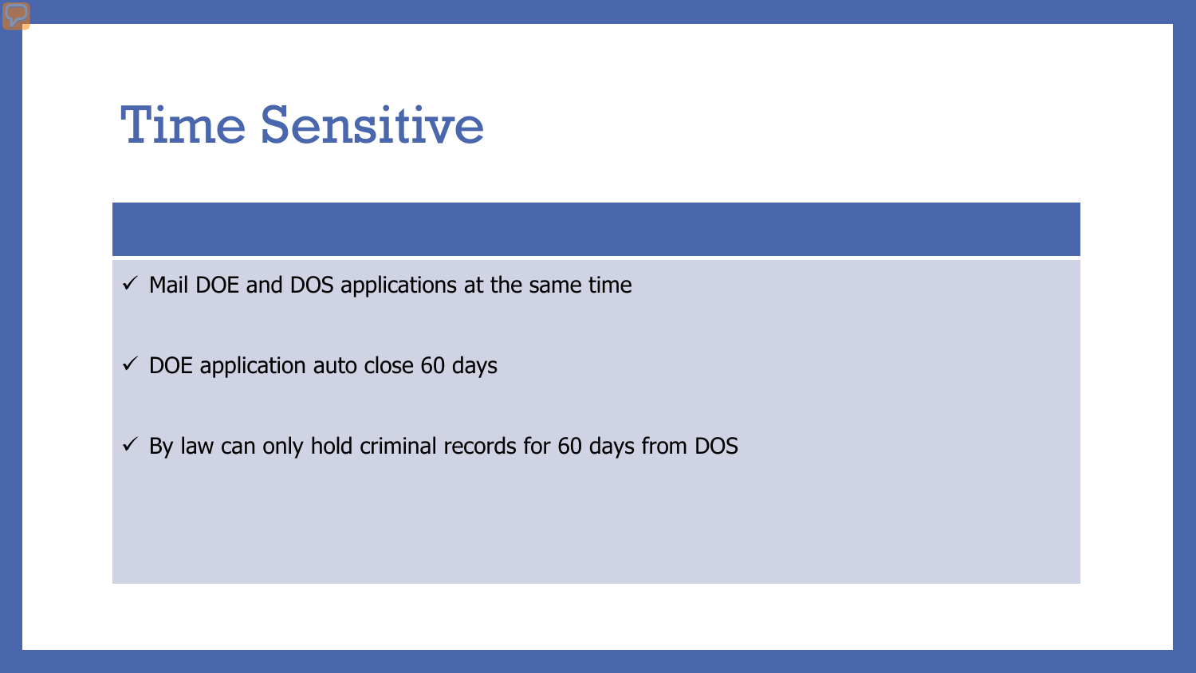# Time Sensitive

- ✓ Mail DOE and DOS applications at the same time
- ✓ DOE application auto close 60 days
- ✓ By law can only hold criminal records for 60 days from DOS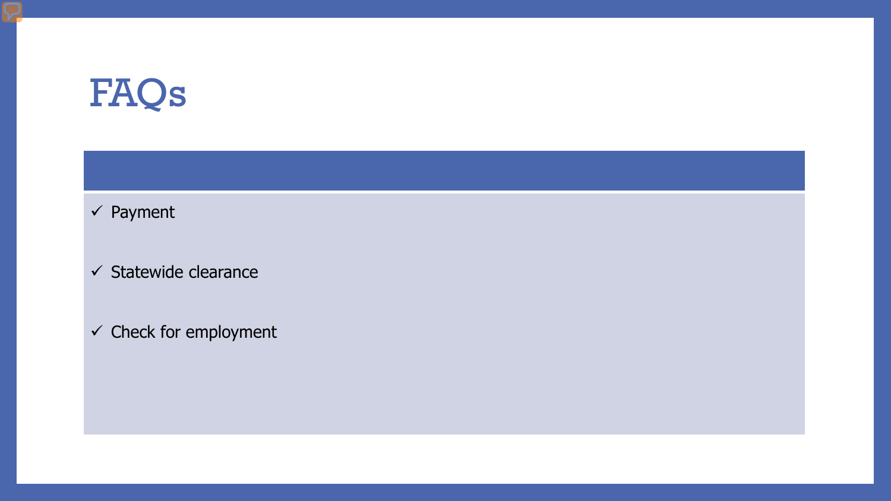# FAQs

- ✓ Payment
- ✓ Statewide clearance
- ✓ Check for employment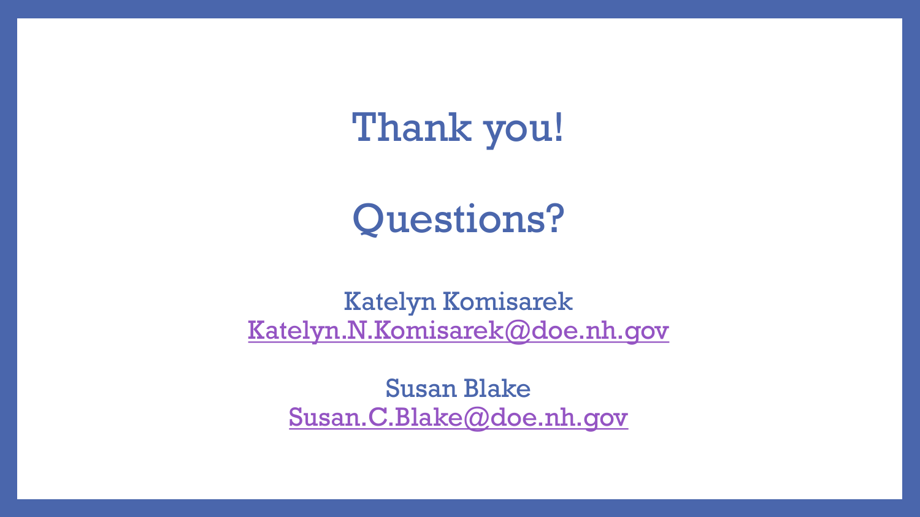# Thank you!

# Questions?

Katelyn Komisarek
Katelyn.N.Komisarek@doe.nh.gov

Susan Blake
Susan.C.Blake@doe.nh.gov